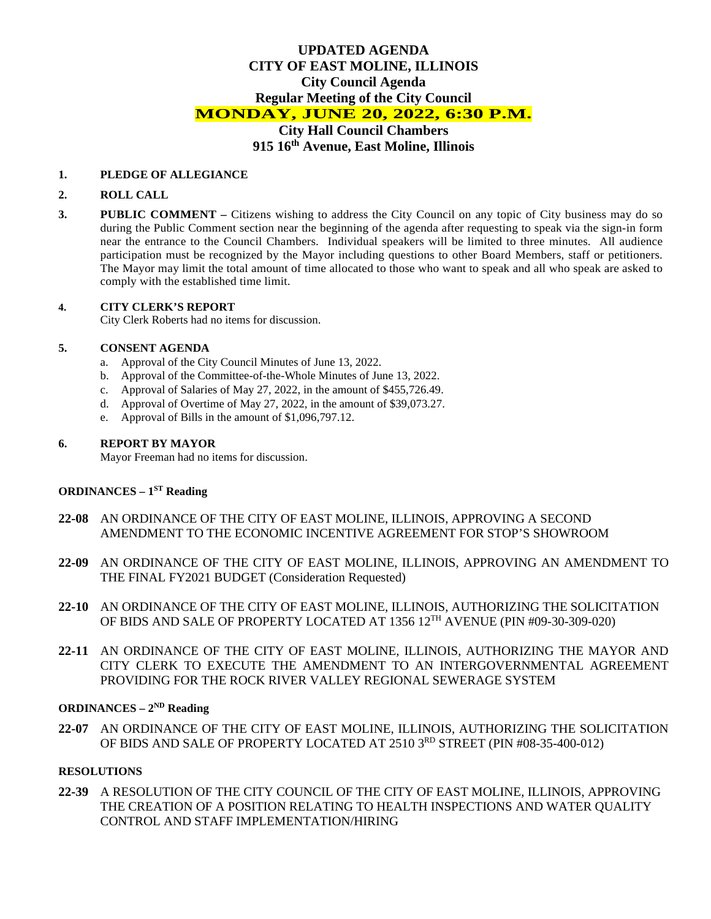# UPDATED AGENDA
# CITY OF EAST MOLINE, ILLINOIS
## City Council Agenda
## Regular Meeting of the City Council
## MONDAY, JUNE 20, 2022, 6:30 P.M.
## City Hall Council Chambers
## 915 16th Avenue, East Moline, Illinois

**1. PLEDGE OF ALLEGIANCE**

**2. ROLL CALL**

**3. PUBLIC COMMENT –** Citizens wishing to address the City Council on any topic of City business may do so during the Public Comment section near the beginning of the agenda after requesting to speak via the sign-in form near the entrance to the Council Chambers. Individual speakers will be limited to three minutes. All audience participation must be recognized by the Mayor including questions to other Board Members, staff or petitioners. The Mayor may limit the total amount of time allocated to those who want to speak and all who speak are asked to comply with the established time limit.

**4. CITY CLERK'S REPORT**
City Clerk Roberts had no items for discussion.

**5. CONSENT AGENDA**

a. Approval of the City Council Minutes of June 13, 2022.
b. Approval of the Committee-of-the-Whole Minutes of June 13, 2022.
c. Approval of Salaries of May 27, 2022, in the amount of $455,726.49.
d. Approval of Overtime of May 27, 2022, in the amount of $39,073.27.
e. Approval of Bills in the amount of $1,096,797.12.

**6. REPORT BY MAYOR**
Mayor Freeman had no items for discussion.

**ORDINANCES – 1ST Reading**

**22-08** AN ORDINANCE OF THE CITY OF EAST MOLINE, ILLINOIS, APPROVING A SECOND AMENDMENT TO THE ECONOMIC INCENTIVE AGREEMENT FOR STOP'S SHOWROOM

**22-09** AN ORDINANCE OF THE CITY OF EAST MOLINE, ILLINOIS, APPROVING AN AMENDMENT TO THE FINAL FY2021 BUDGET (Consideration Requested)

**22-10** AN ORDINANCE OF THE CITY OF EAST MOLINE, ILLINOIS, AUTHORIZING THE SOLICITATION OF BIDS AND SALE OF PROPERTY LOCATED AT 1356 12TH AVENUE (PIN #09-30-309-020)

**22-11** AN ORDINANCE OF THE CITY OF EAST MOLINE, ILLINOIS, AUTHORIZING THE MAYOR AND CITY CLERK TO EXECUTE THE AMENDMENT TO AN INTERGOVERNMENTAL AGREEMENT PROVIDING FOR THE ROCK RIVER VALLEY REGIONAL SEWERAGE SYSTEM

**ORDINANCES – 2ND Reading**

**22-07** AN ORDINANCE OF THE CITY OF EAST MOLINE, ILLINOIS, AUTHORIZING THE SOLICITATION OF BIDS AND SALE OF PROPERTY LOCATED AT 2510 3RD STREET (PIN #08-35-400-012)

**RESOLUTIONS**

**22-39** A RESOLUTION OF THE CITY COUNCIL OF THE CITY OF EAST MOLINE, ILLINOIS, APPROVING THE CREATION OF A POSITION RELATING TO HEALTH INSPECTIONS AND WATER QUALITY CONTROL AND STAFF IMPLEMENTATION/HIRING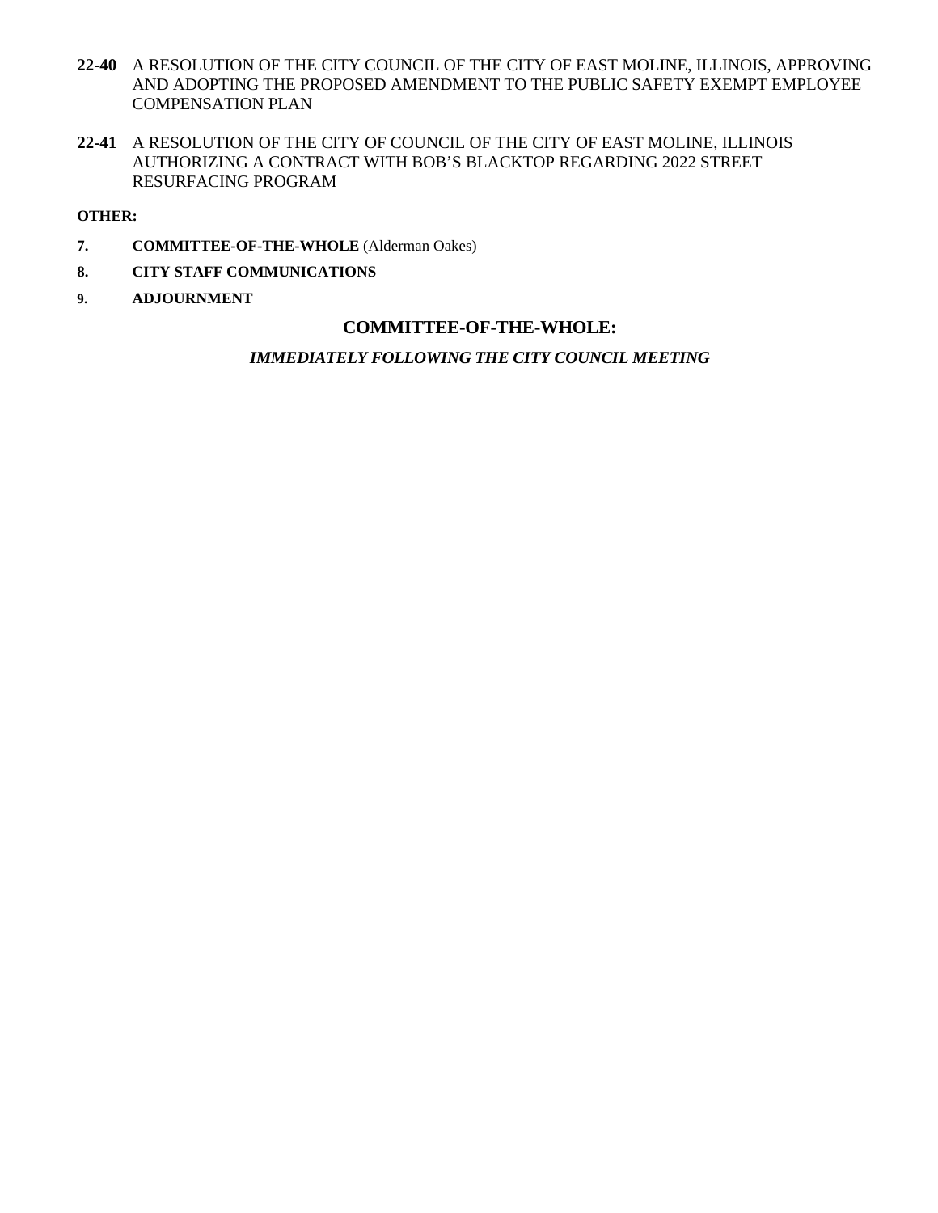**22-40** A RESOLUTION OF THE CITY COUNCIL OF THE CITY OF EAST MOLINE, ILLINOIS, APPROVING AND ADOPTING THE PROPOSED AMENDMENT TO THE PUBLIC SAFETY EXEMPT EMPLOYEE COMPENSATION PLAN

**22-41** A RESOLUTION OF THE CITY OF COUNCIL OF THE CITY OF EAST MOLINE, ILLINOIS AUTHORIZING A CONTRACT WITH BOB'S BLACKTOP REGARDING 2022 STREET RESURFACING PROGRAM

**OTHER:**

**7.** **COMMITTEE-OF-THE-WHOLE** (Alderman Oakes)

**8.** **CITY STAFF COMMUNICATIONS**

**9.** **ADJOURNMENT**

## COMMITTEE-OF-THE-WHOLE:

***IMMEDIATELY FOLLOWING THE CITY COUNCIL MEETING***